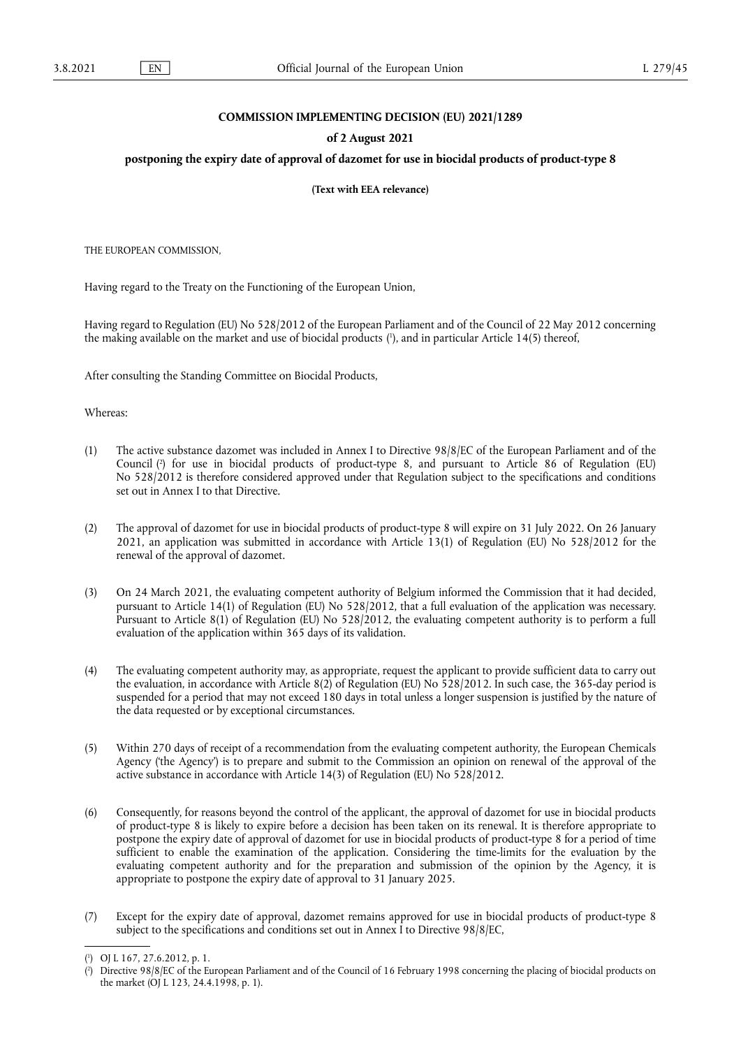**COMMISSION IMPLEMENTING DECISION (EU) 2021/1289**

**of 2 August 2021**

**postponing the expiry date of approval of dazomet for use in biocidal products of product-type 8**

**(Text with EEA relevance)**

THE EUROPEAN COMMISSION,

Having regard to the Treaty on the Functioning of the European Union,

Having regard to Regulation (EU) No 528/2012 of the European Parliament and of the Council of 22 May 2012 concerning the making available on the market and use of biocidal products [1], and in particular Article 14(5) thereof,

After consulting the Standing Committee on Biocidal Products,

Whereas:

(1) The active substance dazomet was included in Annex I to Directive 98/8/EC of the European Parliament and of the Council [2] for use in biocidal products of product-type 8, and pursuant to Article 86 of Regulation (EU) No 528/2012 is therefore considered approved under that Regulation subject to the specifications and conditions set out in Annex I to that Directive.

(2) The approval of dazomet for use in biocidal products of product-type 8 will expire on 31 July 2022. On 26 January 2021, an application was submitted in accordance with Article 13(1) of Regulation (EU) No 528/2012 for the renewal of the approval of dazomet.

(3) On 24 March 2021, the evaluating competent authority of Belgium informed the Commission that it had decided, pursuant to Article 14(1) of Regulation (EU) No 528/2012, that a full evaluation of the application was necessary. Pursuant to Article 8(1) of Regulation (EU) No 528/2012, the evaluating competent authority is to perform a full evaluation of the application within 365 days of its validation.

(4) The evaluating competent authority may, as appropriate, request the applicant to provide sufficient data to carry out the evaluation, in accordance with Article 8(2) of Regulation (EU) No 528/2012. In such case, the 365-day period is suspended for a period that may not exceed 180 days in total unless a longer suspension is justified by the nature of the data requested or by exceptional circumstances.

(5) Within 270 days of receipt of a recommendation from the evaluating competent authority, the European Chemicals Agency ('the Agency') is to prepare and submit to the Commission an opinion on renewal of the approval of the active substance in accordance with Article 14(3) of Regulation (EU) No 528/2012.

(6) Consequently, for reasons beyond the control of the applicant, the approval of dazomet for use in biocidal products of product-type 8 is likely to expire before a decision has been taken on its renewal. It is therefore appropriate to postpone the expiry date of approval of dazomet for use in biocidal products of product-type 8 for a period of time sufficient to enable the examination of the application. Considering the time-limits for the evaluation by the evaluating competent authority and for the preparation and submission of the opinion by the Agency, it is appropriate to postpone the expiry date of approval to 31 January 2025.

(7) Except for the expiry date of approval, dazomet remains approved for use in biocidal products of product-type 8 subject to the specifications and conditions set out in Annex I to Directive 98/8/EC,

[1] OJ L 167, 27.6.2012, p. 1.

[2] Directive 98/8/EC of the European Parliament and of the Council of 16 February 1998 concerning the placing of biocidal products on the market (OJ L 123, 24.4.1998, p. 1).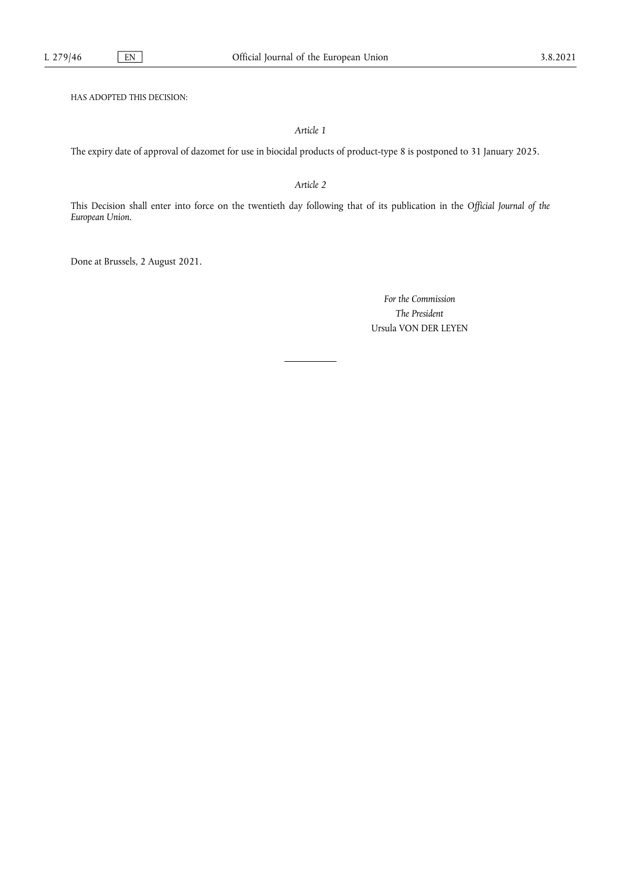HAS ADOPTED THIS DECISION:

*Article 1*

The expiry date of approval of dazomet for use in biocidal products of product-type 8 is postponed to 31 January 2025.

*Article 2*

This Decision shall enter into force on the twentieth day following that of its publication in the *Official Journal of the European Union*.

Done at Brussels, 2 August 2021.

*For the Commission*

*The President*

Ursula VON DER LEYEN